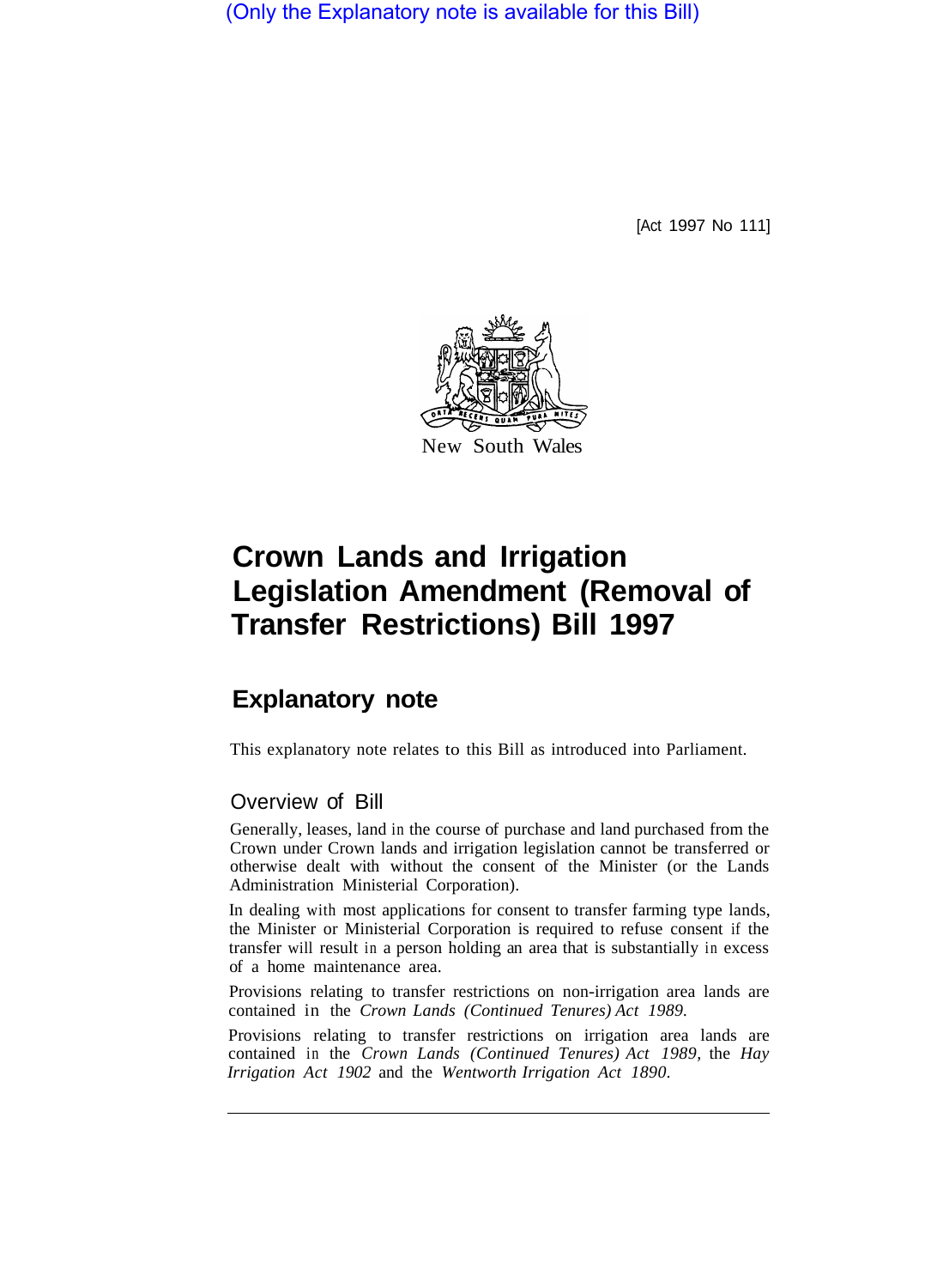(Only the Explanatory note is available for this Bill)

[Act 1997 No 111]

New South Wales

# Crown Lands and Irrigation Legislation Amendment (Removal of Transfer Restrictions) Bill 1997

## Explanatory note

This explanatory note relates to this Bill as introduced into Parliament.

### Overview of Bill

Generally, leases, land in the course of purchase and land purchased from the Crown under Crown lands and irrigation legislation cannot be transferred or otherwise dealt with without the consent of the Minister (or the Lands Administration Ministerial Corporation).

In dealing with most applications for consent to transfer farming type lands, the Minister or Ministerial Corporation is required to refuse consent if the transfer will result in a person holding an area that is substantially in excess of a home maintenance area.

Provisions relating to transfer restrictions on non-irrigation area lands are contained in the *Crown Lands (Continued Tenures) Act 1989*.

Provisions relating to transfer restrictions on irrigation area lands are contained in the *Crown Lands (Continued Tenures) Act 1989*, the *Hay Irrigation Act 1902* and the *Wentworth Irrigation Act 1890*.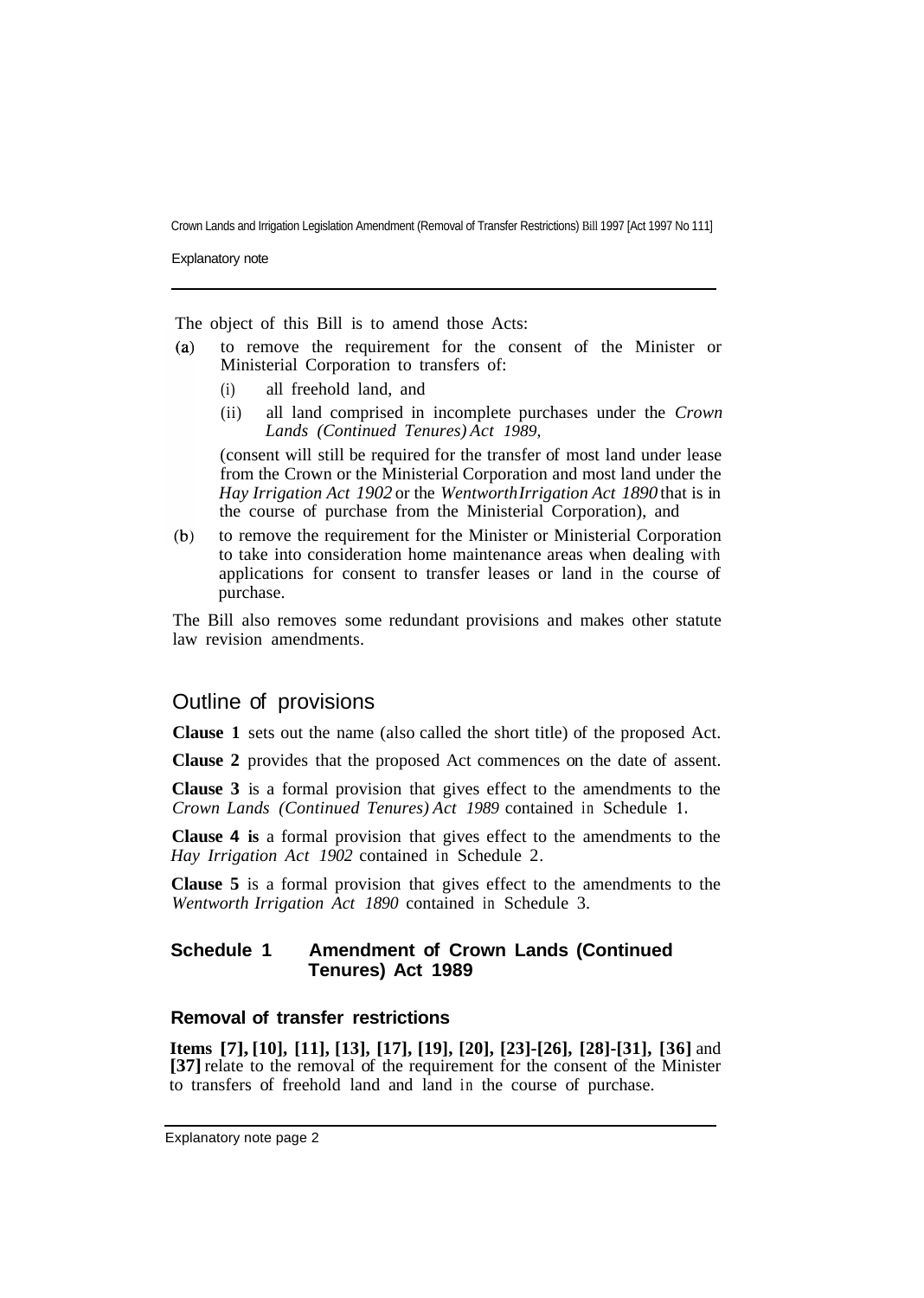The object of this Bill is to amend those Acts:

(a) to remove the requirement for the consent of the Minister or Ministerial Corporation to transfers of:

    (i) all freehold land, and

    (ii) all land comprised in incomplete purchases under the *Crown Lands (Continued Tenures) Act 1989,*

    (consent will still be required for the transfer of most land under lease from the Crown or the Ministerial Corporation and most land under the *Hay Irrigation Act 1902* or the *Wentworth Irrigation Act 1890* that is in the course of purchase from the Ministerial Corporation), and

(b) to remove the requirement for the Minister or Ministerial Corporation to take into consideration home maintenance areas when dealing with applications for consent to transfer leases or land in the course of purchase.

The Bill also removes some redundant provisions and makes other statute law revision amendments.

## Outline of provisions

**Clause 1** sets out the name (also called the short title) of the proposed Act.

**Clause 2** provides that the proposed Act commences on the date of assent.

**Clause 3** is a formal provision that gives effect to the amendments to the *Crown Lands (Continued Tenures) Act 1989* contained in Schedule 1.

**Clause 4 is** a formal provision that gives effect to the amendments to the *Hay Irrigation Act 1902* contained in Schedule 2.

**Clause 5** is a formal provision that gives effect to the amendments to the *Wentworth Irrigation Act 1890* contained in Schedule 3.

### Schedule 1 Amendment of Crown Lands (Continued Tenures) Act 1989

#### Removal of transfer restrictions

**Items [7], [10], [11], [13], [17], [19], [20], [23]-[26], [28]-[31], [36]** and **[37]** relate to the removal of the requirement for the consent of the Minister to transfers of freehold land and land in the course of purchase.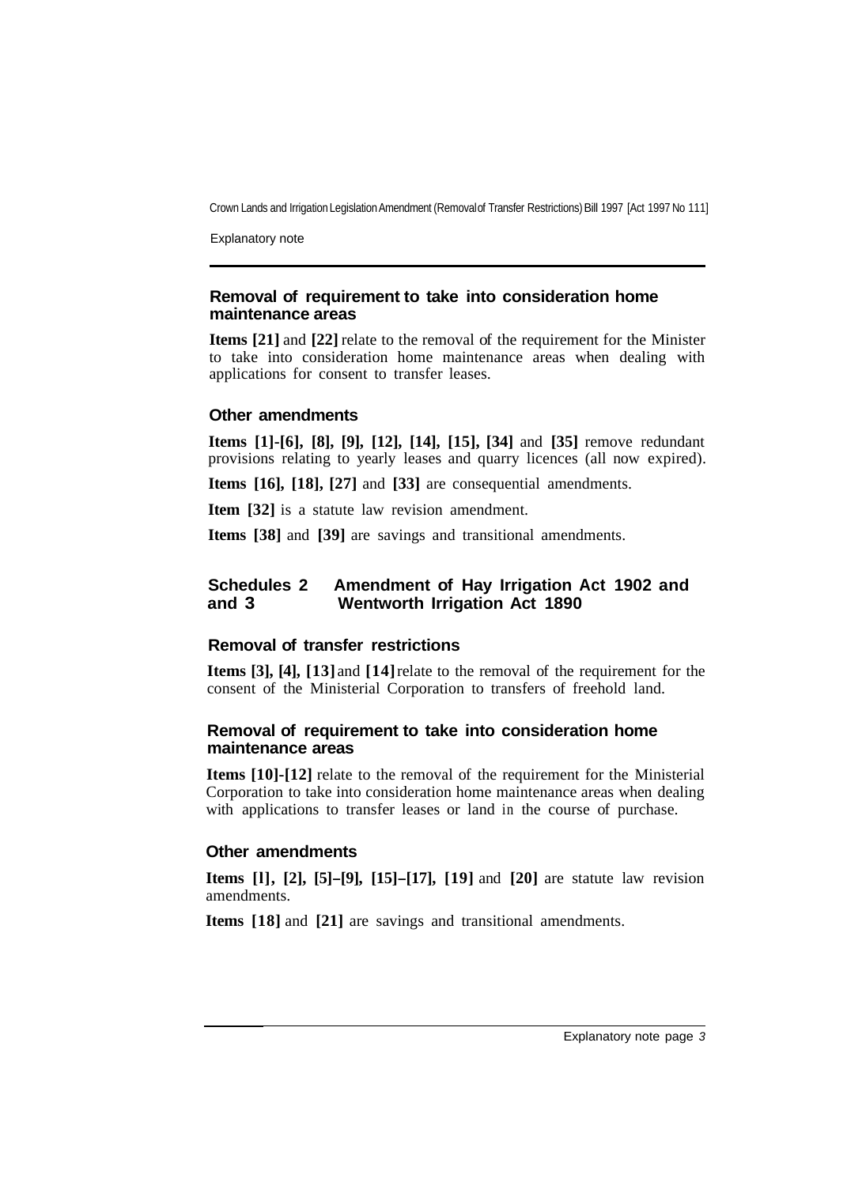### Removal of requirement to take into consideration home maintenance areas

**Items [21]** and **[22]** relate to the removal of the requirement for the Minister to take into consideration home maintenance areas when dealing with applications for consent to transfer leases.

### Other amendments

**Items [1]-[6], [8], [9], [12], [14], [15], [34]** and **[35]** remove redundant provisions relating to yearly leases and quarry licences (all now expired).

**Items [16], [18], [27]** and **[33]** are consequential amendments.

**Item [32]** is a statute law revision amendment.

**Items [38]** and **[39]** are savings and transitional amendments.

## Schedules 2 and 3 Amendment of Hay Irrigation Act 1902 and Wentworth Irrigation Act 1890

### Removal of transfer restrictions

**Items [3], [4], [13]** and **[14]** relate to the removal of the requirement for the consent of the Ministerial Corporation to transfers of freehold land.

### Removal of requirement to take into consideration home maintenance areas

**Items [10]-[12]** relate to the removal of the requirement for the Ministerial Corporation to take into consideration home maintenance areas when dealing with applications to transfer leases or land in the course of purchase.

### Other amendments

**Items [1], [2], [5]–[9], [15]–[17], [19]** and **[20]** are statute law revision amendments.

**Items [18]** and **[21]** are savings and transitional amendments.